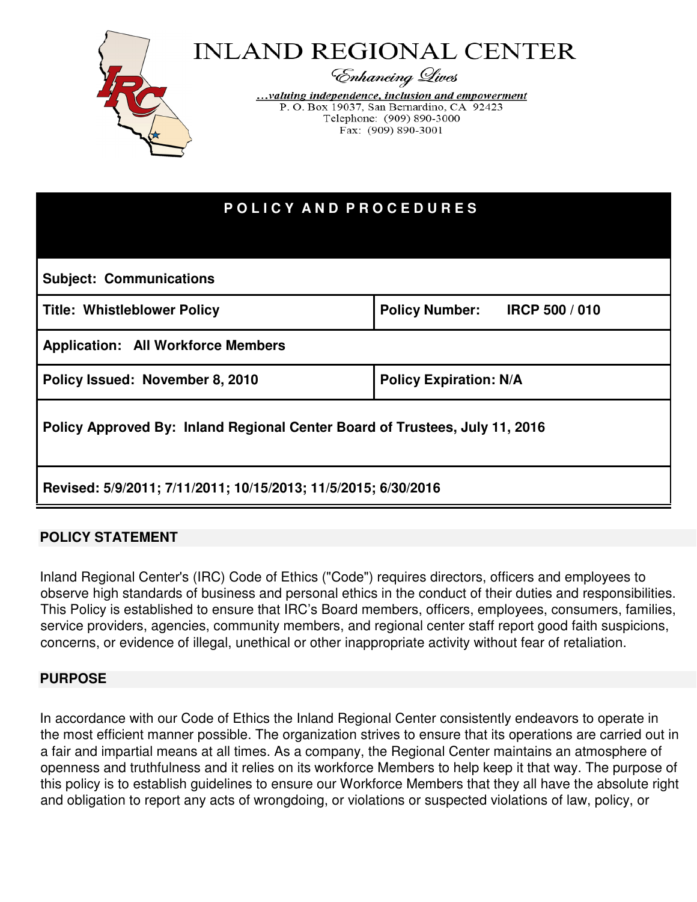# INLAND REGIONAL CENTER

*Enhancing Lives*

*...valuing independence, inclusion and empowerment*
P. O. Box 19037, San Bernardino, CA 92423
Telephone: (909) 890-3000
Fax: (909) 890-3001

## POLICY AND PROCEDURES

| **Subject: Communications** | |
|---|---|
| **Title: Whistleblower Policy** | **Policy Number: IRCP 500 / 010** |
| **Application: All Workforce Members** | |
| **Policy Issued: November 8, 2010** | **Policy Expiration: N/A** |
| **Policy Approved By: Inland Regional Center Board of Trustees, July 11, 2016** | |
| **Revised: 5/9/2011; 7/11/2011; 10/15/2013; 11/5/2015; 6/30/2016** | |

### POLICY STATEMENT

Inland Regional Center's (IRC) Code of Ethics ("Code") requires directors, officers and employees to observe high standards of business and personal ethics in the conduct of their duties and responsibilities. This Policy is established to ensure that IRC's Board members, officers, employees, consumers, families, service providers, agencies, community members, and regional center staff report good faith suspicions, concerns, or evidence of illegal, unethical or other inappropriate activity without fear of retaliation.

### PURPOSE

In accordance with our Code of Ethics the Inland Regional Center consistently endeavors to operate in the most efficient manner possible. The organization strives to ensure that its operations are carried out in a fair and impartial means at all times. As a company, the Regional Center maintains an atmosphere of openness and truthfulness and it relies on its workforce Members to help keep it that way. The purpose of this policy is to establish guidelines to ensure our Workforce Members that they all have the absolute right and obligation to report any acts of wrongdoing, or violations or suspected violations of law, policy, or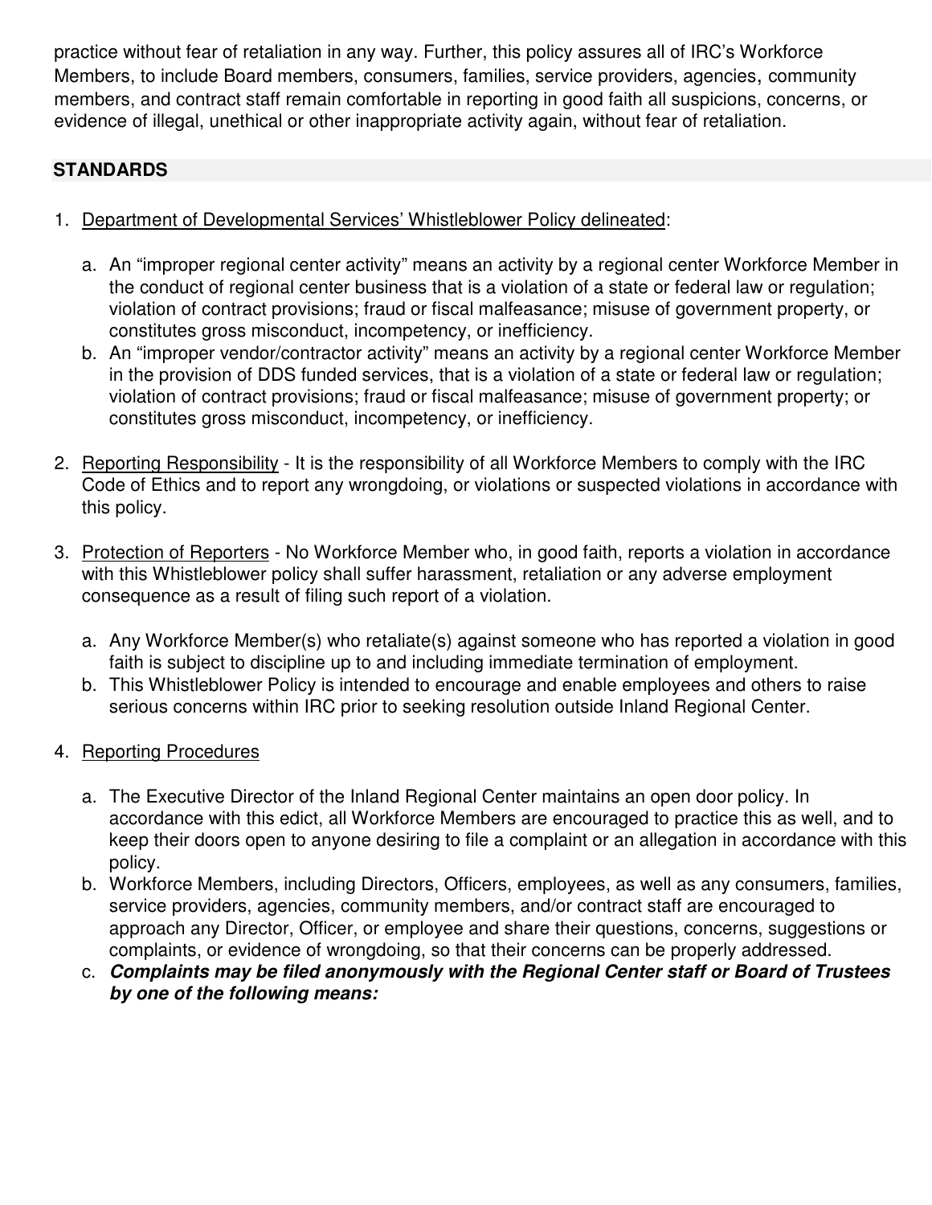practice without fear of retaliation in any way. Further, this policy assures all of IRC's Workforce Members, to include Board members, consumers, families, service providers, agencies, community members, and contract staff remain comfortable in reporting in good faith all suspicions, concerns, or evidence of illegal, unethical or other inappropriate activity again, without fear of retaliation.

## STANDARDS

1. Department of Developmental Services' Whistleblower Policy delineated:

   a. An "improper regional center activity" means an activity by a regional center Workforce Member in the conduct of regional center business that is a violation of a state or federal law or regulation; violation of contract provisions; fraud or fiscal malfeasance; misuse of government property, or constitutes gross misconduct, incompetency, or inefficiency.
   
   b. An "improper vendor/contractor activity" means an activity by a regional center Workforce Member in the provision of DDS funded services, that is a violation of a state or federal law or regulation; violation of contract provisions; fraud or fiscal malfeasance; misuse of government property; or constitutes gross misconduct, incompetency, or inefficiency.

2. Reporting Responsibility - It is the responsibility of all Workforce Members to comply with the IRC Code of Ethics and to report any wrongdoing, or violations or suspected violations in accordance with this policy.

3. Protection of Reporters - No Workforce Member who, in good faith, reports a violation in accordance with this Whistleblower policy shall suffer harassment, retaliation or any adverse employment consequence as a result of filing such report of a violation.

   a. Any Workforce Member(s) who retaliate(s) against someone who has reported a violation in good faith is subject to discipline up to and including immediate termination of employment.
   
   b. This Whistleblower Policy is intended to encourage and enable employees and others to raise serious concerns within IRC prior to seeking resolution outside Inland Regional Center.

4. Reporting Procedures

   a. The Executive Director of the Inland Regional Center maintains an open door policy. In accordance with this edict, all Workforce Members are encouraged to practice this as well, and to keep their doors open to anyone desiring to file a complaint or an allegation in accordance with this policy.
   
   b. Workforce Members, including Directors, Officers, employees, as well as any consumers, families, service providers, agencies, community members, and/or contract staff are encouraged to approach any Director, Officer, or employee and share their questions, concerns, suggestions or complaints, or evidence of wrongdoing, so that their concerns can be properly addressed.
   
   c. ***Complaints may be filed anonymously with the Regional Center staff or Board of Trustees by one of the following means:***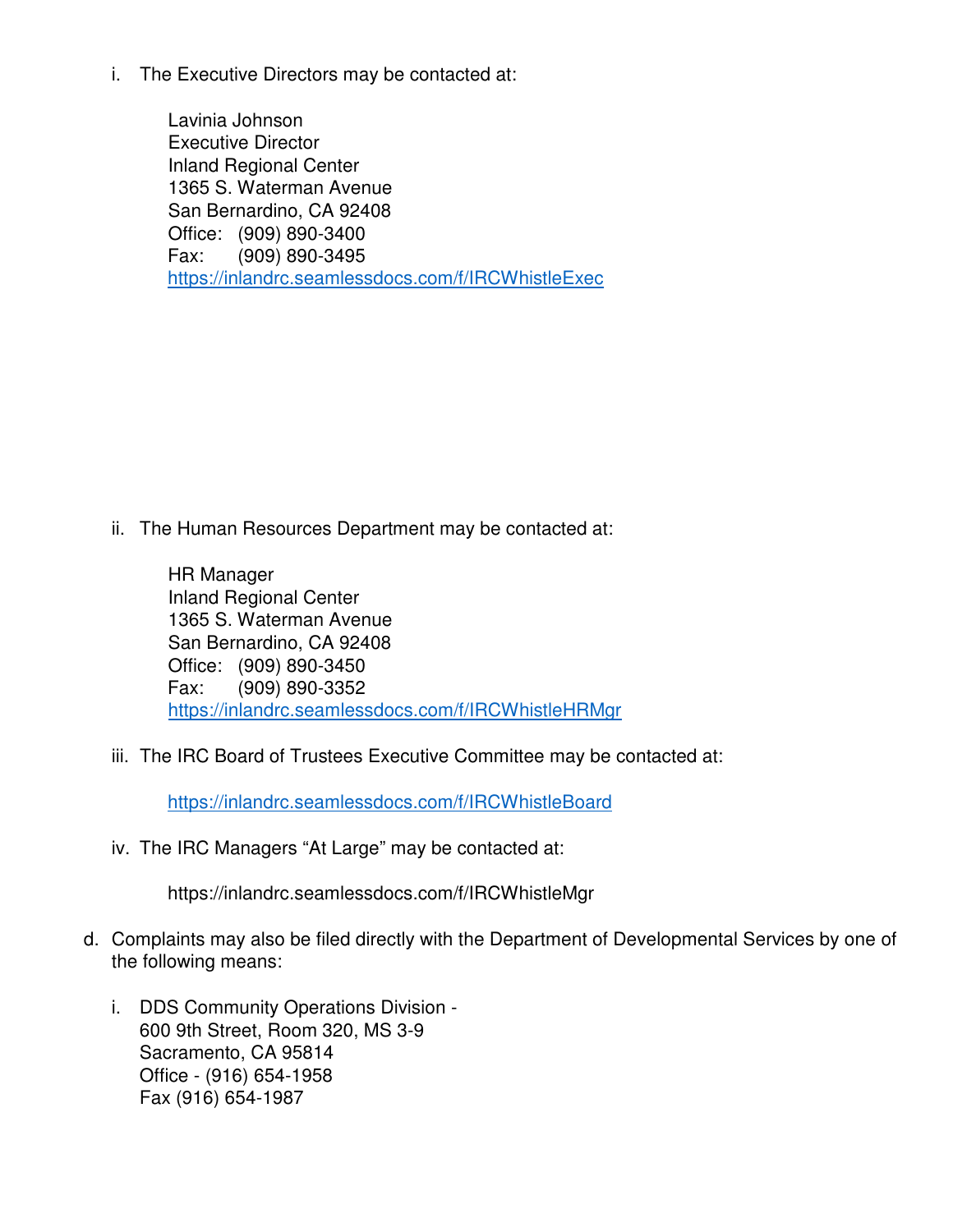i. The Executive Directors may be contacted at:

    Lavinia Johnson  
    Executive Director  
    Inland Regional Center  
    1365 S. Waterman Avenue  
    San Bernardino, CA 92408  
    Office: (909) 890-3400  
    Fax: (909) 890-3495  
    https://inlandrc.seamlessdocs.com/f/IRCWhistleExec

ii. The Human Resources Department may be contacted at:

    HR Manager  
    Inland Regional Center  
    1365 S. Waterman Avenue  
    San Bernardino, CA 92408  
    Office: (909) 890-3450  
    Fax: (909) 890-3352  
    https://inlandrc.seamlessdocs.com/f/IRCWhistleHRMgr

iii. The IRC Board of Trustees Executive Committee may be contacted at:

    https://inlandrc.seamlessdocs.com/f/IRCWhistleBoard

iv. The IRC Managers "At Large" may be contacted at:

    https://inlandrc.seamlessdocs.com/f/IRCWhistleMgr

d. Complaints may also be filed directly with the Department of Developmental Services by one of the following means:

i. DDS Community Operations Division -  
600 9th Street, Room 320, MS 3-9  
Sacramento, CA 95814  
Office - (916) 654-1958  
Fax (916) 654-1987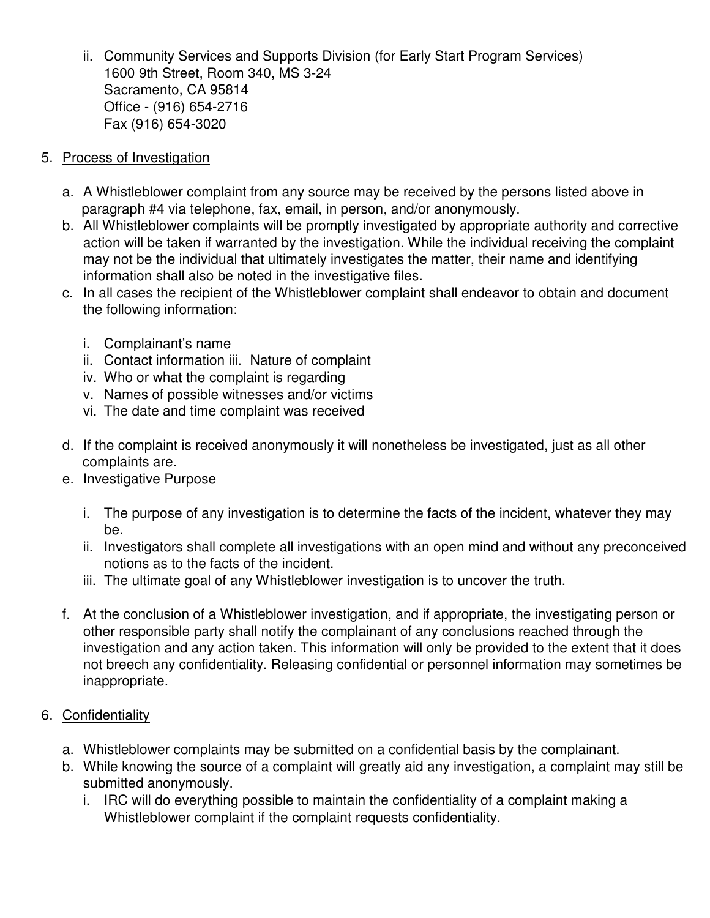ii. Community Services and Supports Division (for Early Start Program Services)
 1600 9th Street, Room 340, MS 3-24
 Sacramento, CA 95814
 Office - (916) 654-2716
 Fax (916) 654-3020

5. <u>Process of Investigation</u>

 a. A Whistleblower complaint from any source may be received by the persons listed above in paragraph #4 via telephone, fax, email, in person, and/or anonymously.
 b. All Whistleblower complaints will be promptly investigated by appropriate authority and corrective action will be taken if warranted by the investigation. While the individual receiving the complaint may not be the individual that ultimately investigates the matter, their name and identifying information shall also be noted in the investigative files.
 c. In all cases the recipient of the Whistleblower complaint shall endeavor to obtain and document the following information:

 i. Complainant's name
 ii. Contact information iii. Nature of complaint
 iv. Who or what the complaint is regarding
 v. Names of possible witnesses and/or victims
 vi. The date and time complaint was received

 d. If the complaint is received anonymously it will nonetheless be investigated, just as all other complaints are.
 e. Investigative Purpose

 i. The purpose of any investigation is to determine the facts of the incident, whatever they may be.
 ii. Investigators shall complete all investigations with an open mind and without any preconceived notions as to the facts of the incident.
 iii. The ultimate goal of any Whistleblower investigation is to uncover the truth.

 f. At the conclusion of a Whistleblower investigation, and if appropriate, the investigating person or other responsible party shall notify the complainant of any conclusions reached through the investigation and any action taken. This information will only be provided to the extent that it does not breech any confidentiality. Releasing confidential or personnel information may sometimes be inappropriate.

6. <u>Confidentiality</u>

 a. Whistleblower complaints may be submitted on a confidential basis by the complainant.
 b. While knowing the source of a complaint will greatly aid any investigation, a complaint may still be submitted anonymously.
 i. IRC will do everything possible to maintain the confidentiality of a complaint making a Whistleblower complaint if the complaint requests confidentiality.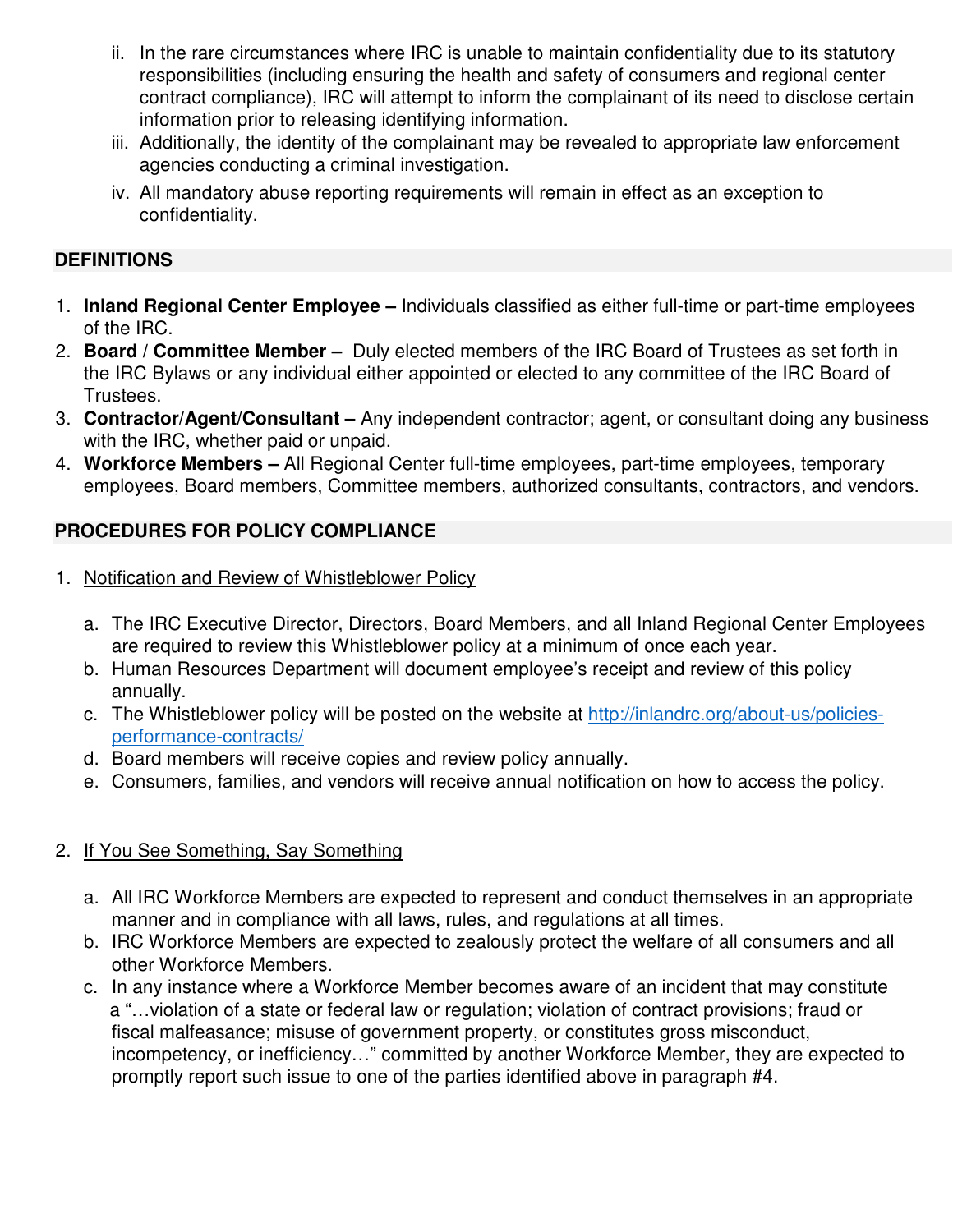ii. In the rare circumstances where IRC is unable to maintain confidentiality due to its statutory responsibilities (including ensuring the health and safety of consumers and regional center contract compliance), IRC will attempt to inform the complainant of its need to disclose certain information prior to releasing identifying information.

iii. Additionally, the identity of the complainant may be revealed to appropriate law enforcement agencies conducting a criminal investigation.

iv. All mandatory abuse reporting requirements will remain in effect as an exception to confidentiality.

## DEFINITIONS

1. **Inland Regional Center Employee –** Individuals classified as either full-time or part-time employees of the IRC.
2. **Board / Committee Member –** Duly elected members of the IRC Board of Trustees as set forth in the IRC Bylaws or any individual either appointed or elected to any committee of the IRC Board of Trustees.
3. **Contractor/Agent/Consultant –** Any independent contractor; agent, or consultant doing any business with the IRC, whether paid or unpaid.
4. **Workforce Members –** All Regional Center full-time employees, part-time employees, temporary employees, Board members, Committee members, authorized consultants, contractors, and vendors.

## PROCEDURES FOR POLICY COMPLIANCE

1. Notification and Review of Whistleblower Policy

   a. The IRC Executive Director, Directors, Board Members, and all Inland Regional Center Employees are required to review this Whistleblower policy at a minimum of once each year.
   b. Human Resources Department will document employee's receipt and review of this policy annually.
   c. The Whistleblower policy will be posted on the website at http://inlandrc.org/about-us/policies-performance-contracts/
   d. Board members will receive copies and review policy annually.
   e. Consumers, families, and vendors will receive annual notification on how to access the policy.

2. If You See Something, Say Something

   a. All IRC Workforce Members are expected to represent and conduct themselves in an appropriate manner and in compliance with all laws, rules, and regulations at all times.
   b. IRC Workforce Members are expected to zealously protect the welfare of all consumers and all other Workforce Members.
   c. In any instance where a Workforce Member becomes aware of an incident that may constitute a "…violation of a state or federal law or regulation; violation of contract provisions; fraud or fiscal malfeasance; misuse of government property, or constitutes gross misconduct, incompetency, or inefficiency…" committed by another Workforce Member, they are expected to promptly report such issue to one of the parties identified above in paragraph #4.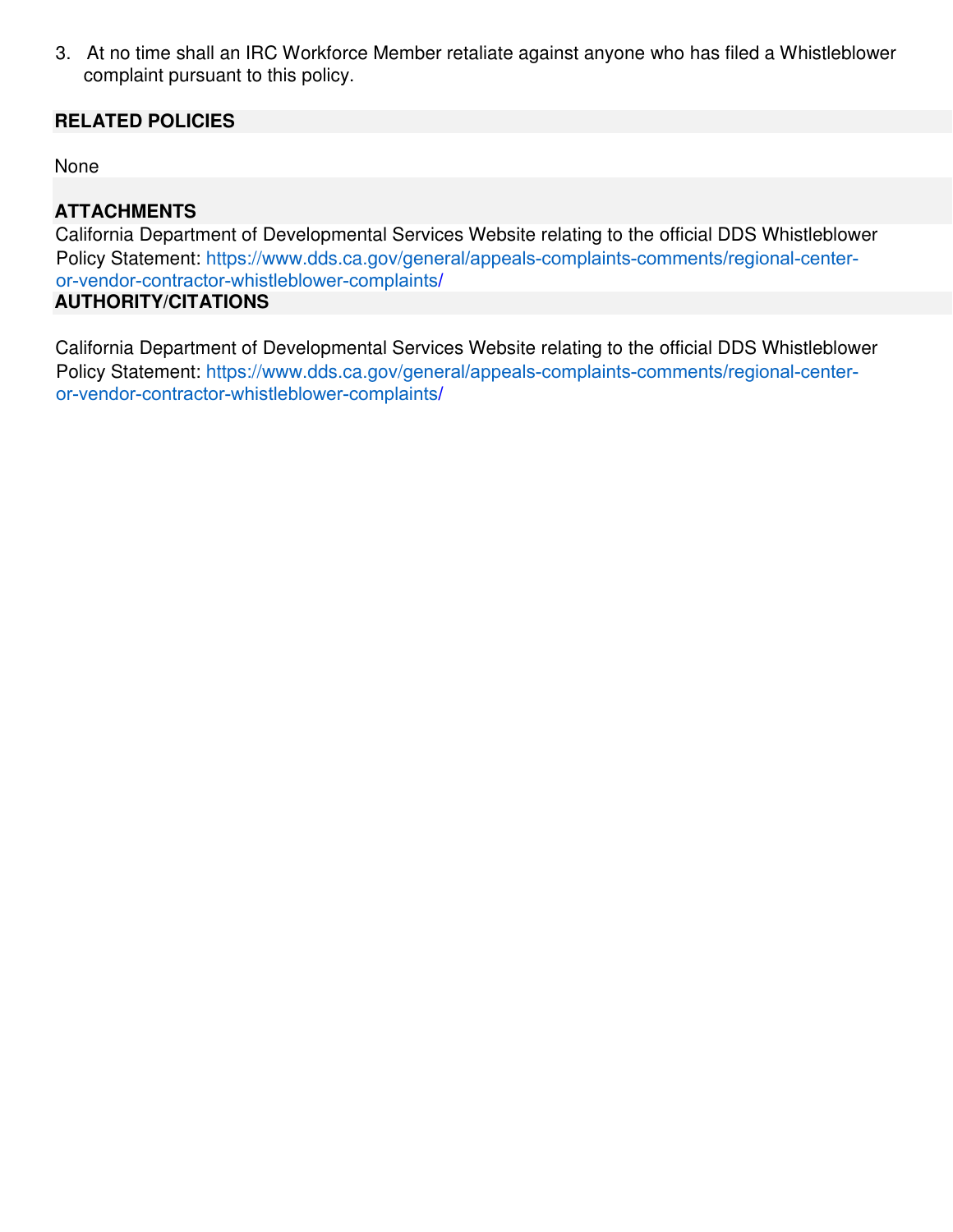3. At no time shall an IRC Workforce Member retaliate against anyone who has filed a Whistleblower complaint pursuant to this policy.

## RELATED POLICIES

None

## ATTACHMENTS

California Department of Developmental Services Website relating to the official DDS Whistleblower Policy Statement: https://www.dds.ca.gov/general/appeals-complaints-comments/regional-center-or-vendor-contractor-whistleblower-complaints/

## AUTHORITY/CITATIONS

California Department of Developmental Services Website relating to the official DDS Whistleblower Policy Statement: https://www.dds.ca.gov/general/appeals-complaints-comments/regional-center-or-vendor-contractor-whistleblower-complaints/